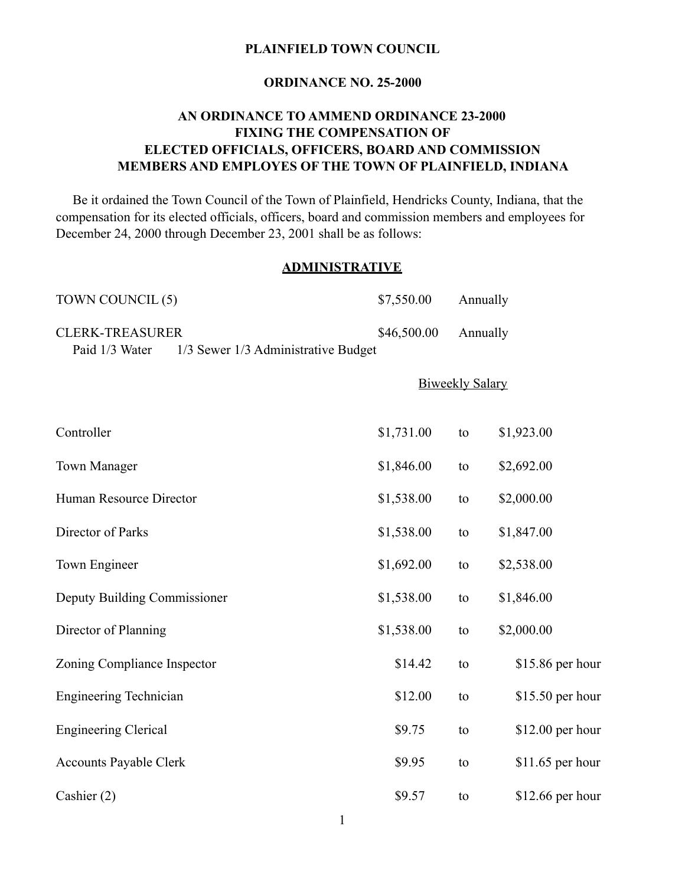**PLAINFIELD TOWN COUNCIL**

**ORDINANCE NO. 25-2000**

**AN ORDINANCE TO AMMEND ORDINANCE 23-2000 FIXING THE COMPENSATION OF ELECTED OFFICIALS, OFFICERS, BOARD AND COMMISSION MEMBERS AND EMPLOYES OF THE TOWN OF PLAINFIELD, INDIANA**

Be it ordained the Town Council of the Town of Plainfield, Hendricks County, Indiana, that the compensation for its elected officials, officers, board and commission members and employees for December 24, 2000 through December 23, 2001 shall be as follows:

## ADMINISTRATIVE

| | | |
|---|---|---|
| TOWN COUNCIL (5) | $7,550.00 | Annually |
| CLERK-TREASURER | $46,500.00 | Annually |

Paid 1/3 Water 1/3 Sewer 1/3 Administrative Budget

| | Biweekly Salary | | |
|---|---|---|---|
| Controller | $1,731.00 | to | $1,923.00 |
| Town Manager | $1,846.00 | to | $2,692.00 |
| Human Resource Director | $1,538.00 | to | $2,000.00 |
| Director of Parks | $1,538.00 | to | $1,847.00 |
| Town Engineer | $1,692.00 | to | $2,538.00 |
| Deputy Building Commissioner | $1,538.00 | to | $1,846.00 |
| Director of Planning | $1,538.00 | to | $2,000.00 |
| Zoning Compliance Inspector | $14.42 | to | $15.86 per hour |
| Engineering Technician | $12.00 | to | $15.50 per hour |
| Engineering Clerical | $9.75 | to | $12.00 per hour |
| Accounts Payable Clerk | $9.95 | to | $11.65 per hour |
| Cashier (2) | $9.57 | to | $12.66 per hour |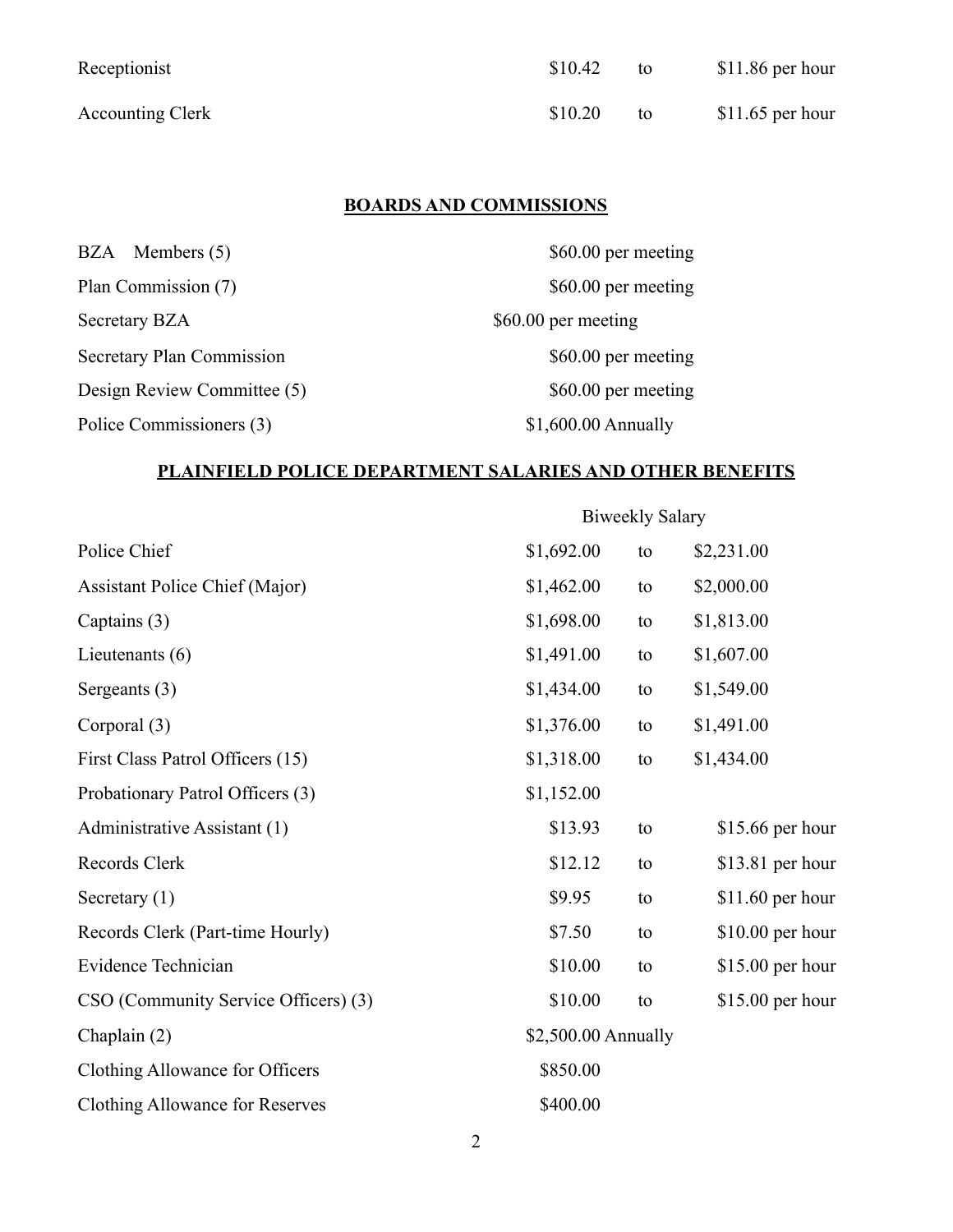| | | | |
|---|---|---|---|
| Receptionist | $10.42 | to | $11.86 per hour |
| Accounting Clerk | $10.20 | to | $11.65 per hour |

## BOARDS AND COMMISSIONS

| | |
|---|---|
| BZA Members (5) | $60.00 per meeting |
| Plan Commission (7) | $60.00 per meeting |
| Secretary BZA | $60.00 per meeting |
| Secretary Plan Commission | $60.00 per meeting |
| Design Review Committee (5) | $60.00 per meeting |
| Police Commissioners (3) | $1,600.00 Annually |

## PLAINFIELD POLICE DEPARTMENT SALARIES AND OTHER BENEFITS

| | Biweekly Salary | | |
|---|---|---|---|
| Police Chief | $1,692.00 | to | $2,231.00 |
| Assistant Police Chief (Major) | $1,462.00 | to | $2,000.00 |
| Captains (3) | $1,698.00 | to | $1,813.00 |
| Lieutenants (6) | $1,491.00 | to | $1,607.00 |
| Sergeants (3) | $1,434.00 | to | $1,549.00 |
| Corporal (3) | $1,376.00 | to | $1,491.00 |
| First Class Patrol Officers (15) | $1,318.00 | to | $1,434.00 |
| Probationary Patrol Officers (3) | $1,152.00 | | |
| Administrative Assistant (1) | $13.93 | to | $15.66 per hour |
| Records Clerk | $12.12 | to | $13.81 per hour |
| Secretary (1) | $9.95 | to | $11.60 per hour |
| Records Clerk (Part-time Hourly) | $7.50 | to | $10.00 per hour |
| Evidence Technician | $10.00 | to | $15.00 per hour |
| CSO (Community Service Officers) (3) | $10.00 | to | $15.00 per hour |
| Chaplain (2) | $2,500.00 Annually | | |
| Clothing Allowance for Officers | $850.00 | | |
| Clothing Allowance for Reserves | $400.00 | | |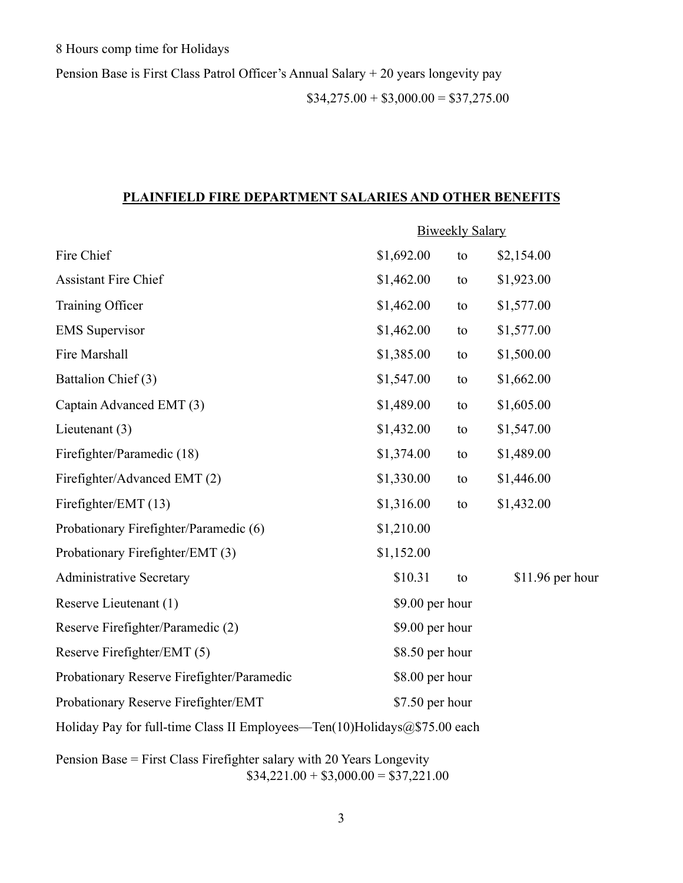8 Hours comp time for Holidays

Pension Base is First Class Patrol Officer's Annual Salary + 20 years longevity pay

$34,275.00 + $3,000.00 = $37,275.00

## PLAINFIELD FIRE DEPARTMENT SALARIES AND OTHER BENEFITS

| | Biweekly Salary | | |
|---|---|---|---|
| Fire Chief | $1,692.00 | to | $2,154.00 |
| Assistant Fire Chief | $1,462.00 | to | $1,923.00 |
| Training Officer | $1,462.00 | to | $1,577.00 |
| EMS Supervisor | $1,462.00 | to | $1,577.00 |
| Fire Marshall | $1,385.00 | to | $1,500.00 |
| Battalion Chief (3) | $1,547.00 | to | $1,662.00 |
| Captain Advanced EMT (3) | $1,489.00 | to | $1,605.00 |
| Lieutenant (3) | $1,432.00 | to | $1,547.00 |
| Firefighter/Paramedic (18) | $1,374.00 | to | $1,489.00 |
| Firefighter/Advanced EMT (2) | $1,330.00 | to | $1,446.00 |
| Firefighter/EMT (13) | $1,316.00 | to | $1,432.00 |
| Probationary Firefighter/Paramedic (6) | $1,210.00 | | |
| Probationary Firefighter/EMT (3) | $1,152.00 | | |
| Administrative Secretary | $10.31 | to | $11.96 per hour |
| Reserve Lieutenant (1) | $9.00 per hour | | |
| Reserve Firefighter/Paramedic (2) | $9.00 per hour | | |
| Reserve Firefighter/EMT (5) | $8.50 per hour | | |
| Probationary Reserve Firefighter/Paramedic | $8.00 per hour | | |
| Probationary Reserve Firefighter/EMT | $7.50 per hour | | |

Holiday Pay for full-time Class II Employees—Ten(10)Holidays@$75.00 each

Pension Base = First Class Firefighter salary with 20 Years Longevity
$34,221.00 + $3,000.00 = $37,221.00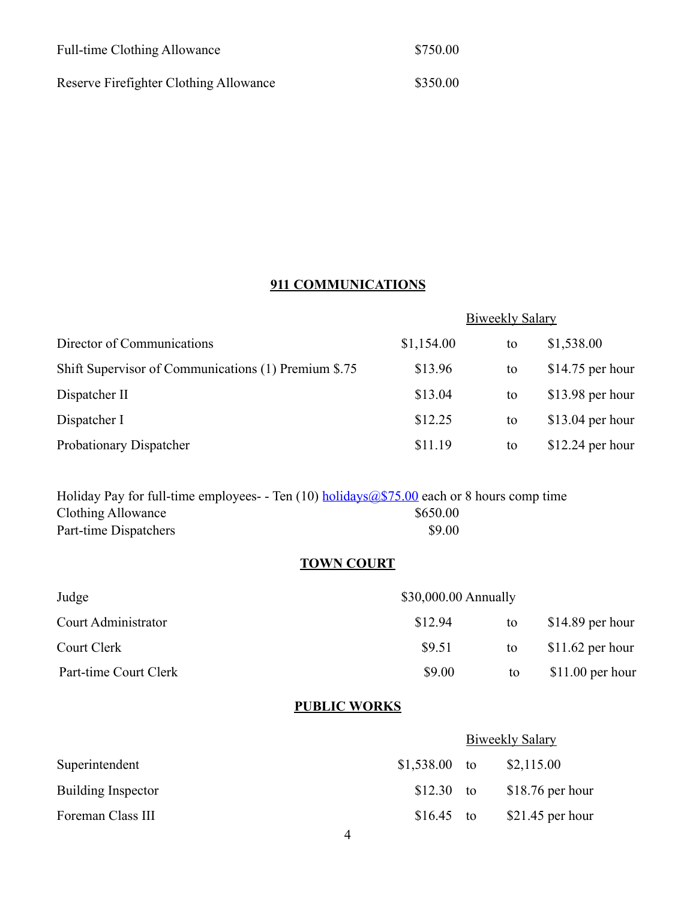| | |
|---|---|
| Full-time Clothing Allowance | $750.00 |
| Reserve Firefighter Clothing Allowance | $350.00 |

## 911 COMMUNICATIONS

| | Biweekly Salary | | |
|---|---|---|---|
| Director of Communications | $1,154.00 | to | $1,538.00 |
| Shift Supervisor of Communications (1) Premium $.75 | $13.96 | to | $14.75 per hour |
| Dispatcher II | $13.04 | to | $13.98 per hour |
| Dispatcher I | $12.25 | to | $13.04 per hour |
| Probationary Dispatcher | $11.19 | to | $12.24 per hour |

Holiday Pay for full-time employees- - Ten (10) holidays@$75.00 each or 8 hours comp time

| | |
|---|---|
| Clothing Allowance | $650.00 |
| Part-time Dispatchers | $9.00 |

## TOWN COURT

| | | | |
|---|---|---|---|
| Judge | $30,000.00 Annually | | |
| Court Administrator | $12.94 | to | $14.89 per hour |
| Court Clerk | $9.51 | to | $11.62 per hour |
| Part-time Court Clerk | $9.00 | to | $11.00 per hour |

## PUBLIC WORKS

| | Biweekly Salary | | |
|---|---|---|---|
| Superintendent | $1,538.00 | to | $2,115.00 |
| Building Inspector | $12.30 | to | $18.76 per hour |
| Foreman Class III | $16.45 | to | $21.45 per hour |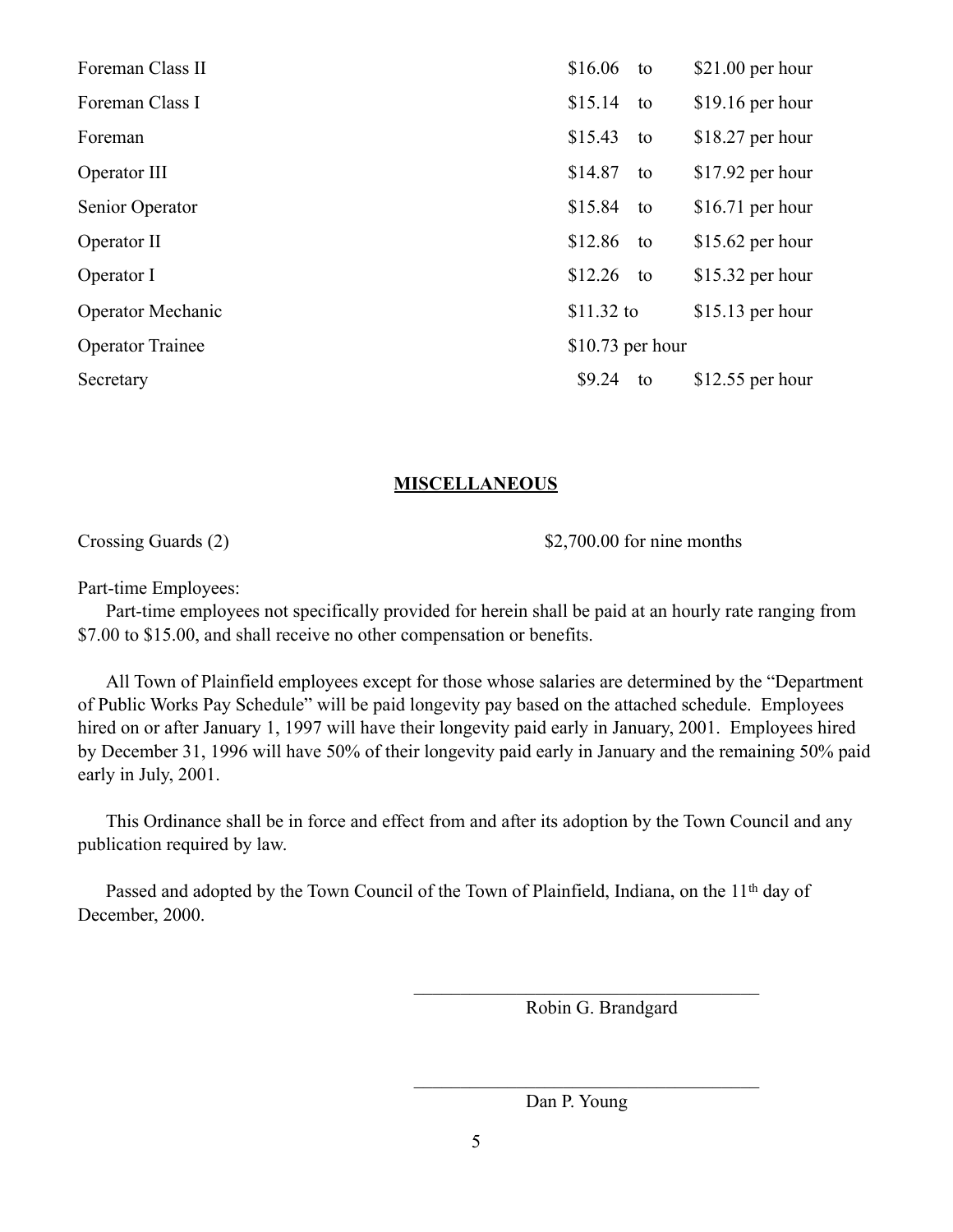| | | | |
|---|---|---|---|
| Foreman Class II | $16.06 | to | $21.00 per hour |
| Foreman Class I | $15.14 | to | $19.16 per hour |
| Foreman | $15.43 | to | $18.27 per hour |
| Operator III | $14.87 | to | $17.92 per hour |
| Senior Operator | $15.84 | to | $16.71 per hour |
| Operator II | $12.86 | to | $15.62 per hour |
| Operator I | $12.26 | to | $15.32 per hour |
| Operator Mechanic | $11.32 | to | $15.13 per hour |
| Operator Trainee | $10.73 per hour | | |
| Secretary | $9.24 | to | $12.55 per hour |

**MISCELLANEOUS**

Crossing Guards (2) $2,700.00 for nine months

Part-time Employees:

Part-time employees not specifically provided for herein shall be paid at an hourly rate ranging from $7.00 to $15.00, and shall receive no other compensation or benefits.

All Town of Plainfield employees except for those whose salaries are determined by the "Department of Public Works Pay Schedule" will be paid longevity pay based on the attached schedule. Employees hired on or after January 1, 1997 will have their longevity paid early in January, 2001. Employees hired by December 31, 1996 will have 50% of their longevity paid early in January and the remaining 50% paid early in July, 2001.

This Ordinance shall be in force and effect from and after its adoption by the Town Council and any publication required by law.

Passed and adopted by the Town Council of the Town of Plainfield, Indiana, on the 11th day of December, 2000.

\_\_\_\_\_\_\_\_\_\_\_\_\_\_\_\_\_\_\_\_\_\_\_\_\_\_\_\_\_\_\_\_\_\_\_\_
Robin G. Brandgard

\_\_\_\_\_\_\_\_\_\_\_\_\_\_\_\_\_\_\_\_\_\_\_\_\_\_\_\_\_\_\_\_\_\_\_\_
Dan P. Young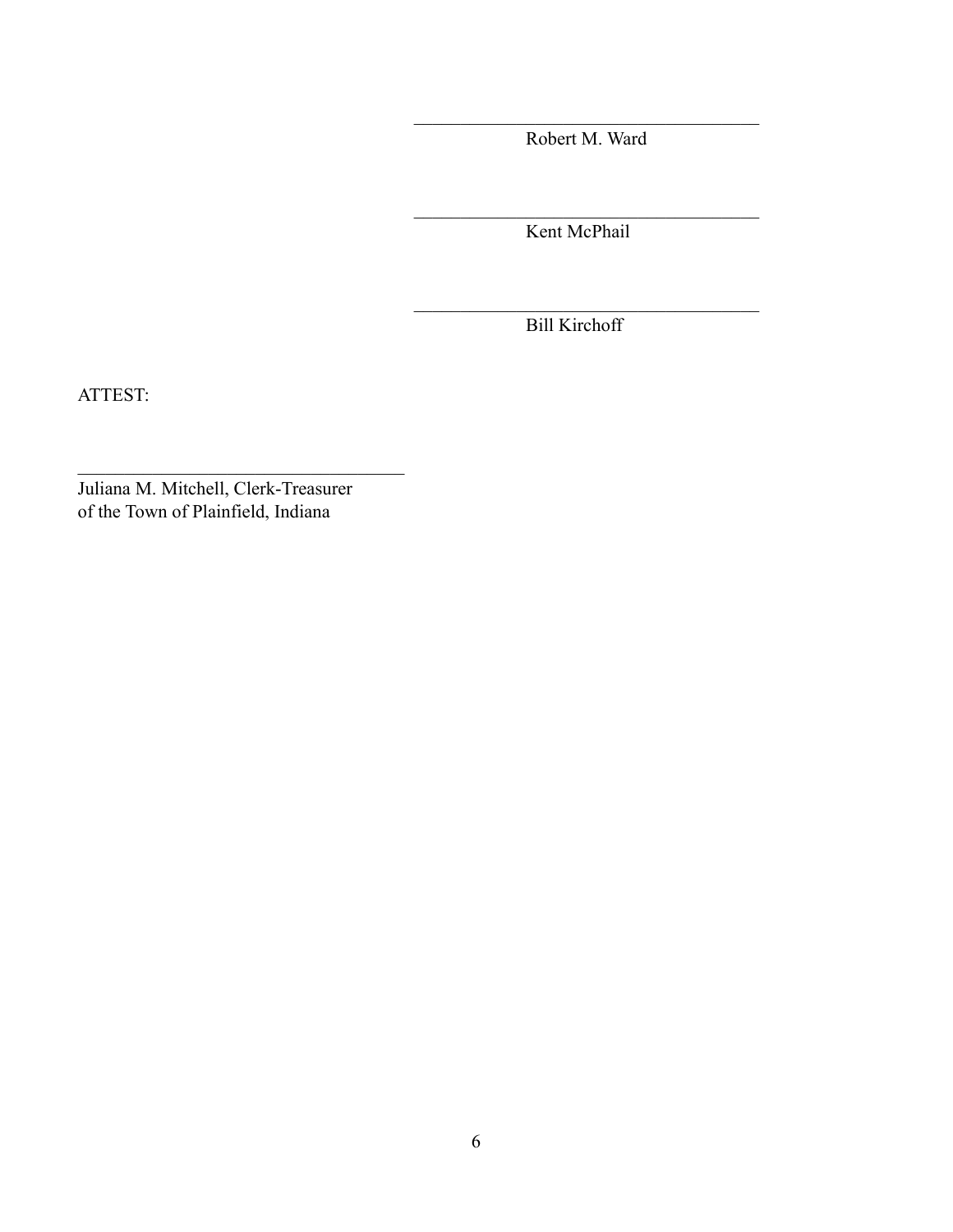\_\_\_\_\_\_\_\_\_\_\_\_\_\_\_\_\_\_\_\_\_\_\_\_\_\_\_\_\_\_\_\_\_\_\_\_\_\_
Robert M. Ward

\_\_\_\_\_\_\_\_\_\_\_\_\_\_\_\_\_\_\_\_\_\_\_\_\_\_\_\_\_\_\_\_\_\_\_\_\_\_
Kent McPhail

\_\_\_\_\_\_\_\_\_\_\_\_\_\_\_\_\_\_\_\_\_\_\_\_\_\_\_\_\_\_\_\_\_\_\_\_\_\_
Bill Kirchoff

ATTEST:

\_\_\_\_\_\_\_\_\_\_\_\_\_\_\_\_\_\_\_\_\_\_\_\_\_\_\_\_\_\_\_\_\_\_\_\_\_\_
Juliana M. Mitchell, Clerk-Treasurer
of the Town of Plainfield, Indiana